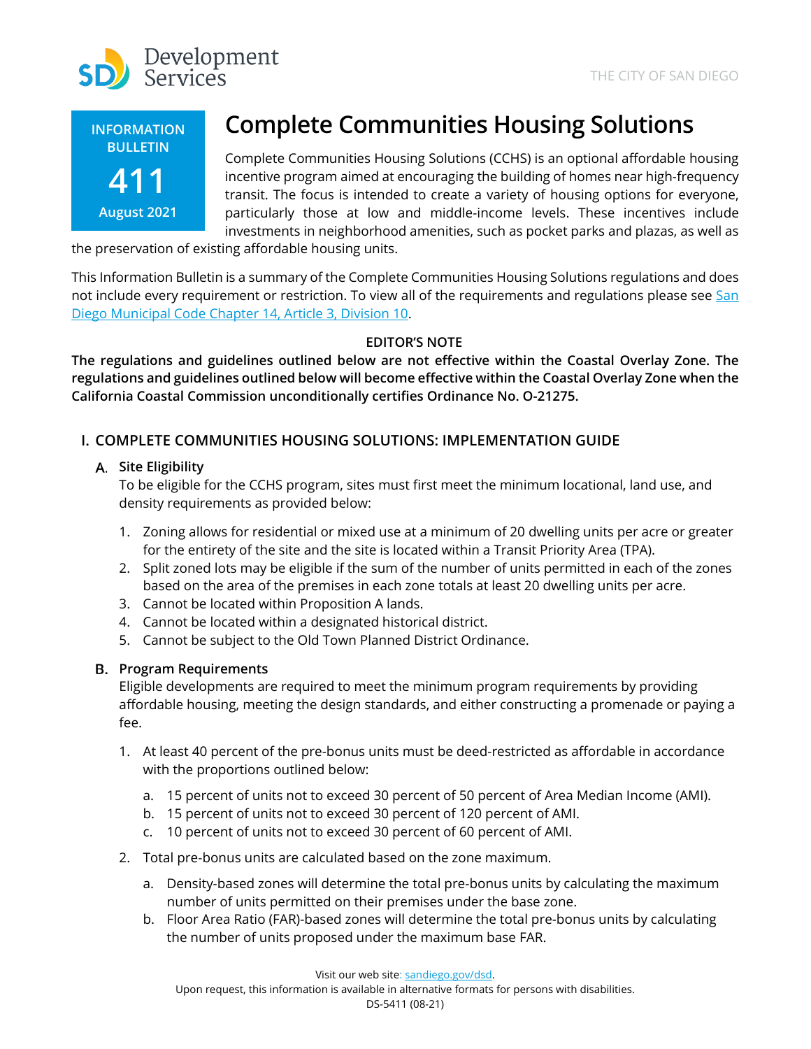Development Services

THE CITY OF SAN DIEGO

INFORMATION BULLETIN

**411**

August 2021

# Complete Communities Housing Solutions

Complete Communities Housing Solutions (CCHS) is an optional affordable housing incentive program aimed at encouraging the building of homes near high-frequency transit. The focus is intended to create a variety of housing options for everyone, particularly those at low and middle-income levels. These incentives include investments in neighborhood amenities, such as pocket parks and plazas, as well as the preservation of existing affordable housing units.

This Information Bulletin is a summary of the Complete Communities Housing Solutions regulations and does not include every requirement or restriction. To view all of the requirements and regulations please see [San Diego Municipal Code Chapter 14, Article 3, Division 10](#).

**EDITOR'S NOTE**

**The regulations and guidelines outlined below are not effective within the Coastal Overlay Zone. The regulations and guidelines outlined below will become effective within the Coastal Overlay Zone when the California Coastal Commission unconditionally certifies Ordinance No. O-21275.**

## I. COMPLETE COMMUNITIES HOUSING SOLUTIONS: IMPLEMENTATION GUIDE

### A. Site Eligibility

To be eligible for the CCHS program, sites must first meet the minimum locational, land use, and density requirements as provided below:

1. Zoning allows for residential or mixed use at a minimum of 20 dwelling units per acre or greater for the entirety of the site and the site is located within a Transit Priority Area (TPA).
2. Split zoned lots may be eligible if the sum of the number of units permitted in each of the zones based on the area of the premises in each zone totals at least 20 dwelling units per acre.
3. Cannot be located within Proposition A lands.
4. Cannot be located within a designated historical district.
5. Cannot be subject to the Old Town Planned District Ordinance.

### B. Program Requirements

Eligible developments are required to meet the minimum program requirements by providing affordable housing, meeting the design standards, and either constructing a promenade or paying a fee.

1. At least 40 percent of the pre-bonus units must be deed-restricted as affordable in accordance with the proportions outlined below:

   a. 15 percent of units not to exceed 30 percent of 50 percent of Area Median Income (AMI).
   b. 15 percent of units not to exceed 30 percent of 120 percent of AMI.
   c. 10 percent of units not to exceed 30 percent of 60 percent of AMI.

2. Total pre-bonus units are calculated based on the zone maximum.

   a. Density-based zones will determine the total pre-bonus units by calculating the maximum number of units permitted on their premises under the base zone.
   b. Floor Area Ratio (FAR)-based zones will determine the total pre-bonus units by calculating the number of units proposed under the maximum base FAR.

Visit our web site: [sandiego.gov/dsd](#).
Upon request, this information is available in alternative formats for persons with disabilities.
DS-5411 (08-21)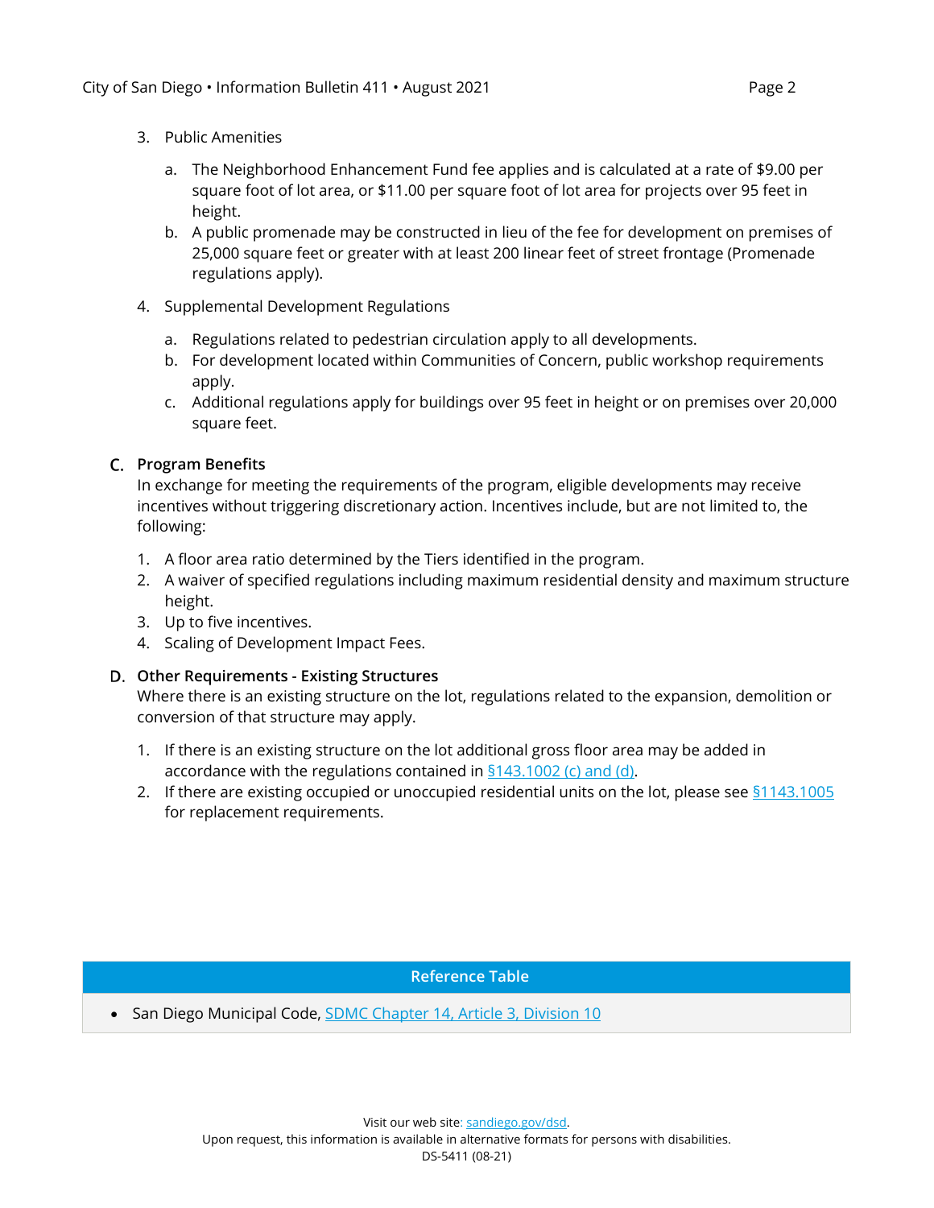3. Public Amenities

   a. The Neighborhood Enhancement Fund fee applies and is calculated at a rate of $9.00 per square foot of lot area, or $11.00 per square foot of lot area for projects over 95 feet in height.
   b. A public promenade may be constructed in lieu of the fee for development on premises of 25,000 square feet or greater with at least 200 linear feet of street frontage (Promenade regulations apply).

4. Supplemental Development Regulations

   a. Regulations related to pedestrian circulation apply to all developments.
   b. For development located within Communities of Concern, public workshop requirements apply.
   c. Additional regulations apply for buildings over 95 feet in height or on premises over 20,000 square feet.

## C. Program Benefits

In exchange for meeting the requirements of the program, eligible developments may receive incentives without triggering discretionary action. Incentives include, but are not limited to, the following:

1. A floor area ratio determined by the Tiers identified in the program.
2. A waiver of specified regulations including maximum residential density and maximum structure height.
3. Up to five incentives.
4. Scaling of Development Impact Fees.

## D. Other Requirements - Existing Structures

Where there is an existing structure on the lot, regulations related to the expansion, demolition or conversion of that structure may apply.

1. If there is an existing structure on the lot additional gross floor area may be added in accordance with the regulations contained in §143.1002 (c) and (d).
2. If there are existing occupied or unoccupied residential units on the lot, please see §1143.1005 for replacement requirements.

| Reference Table |
|---|
| • San Diego Municipal Code, SDMC Chapter 14, Article 3, Division 10 |

Visit our web site: sandiego.gov/dsd.
Upon request, this information is available in alternative formats for persons with disabilities.
DS-5411 (08-21)